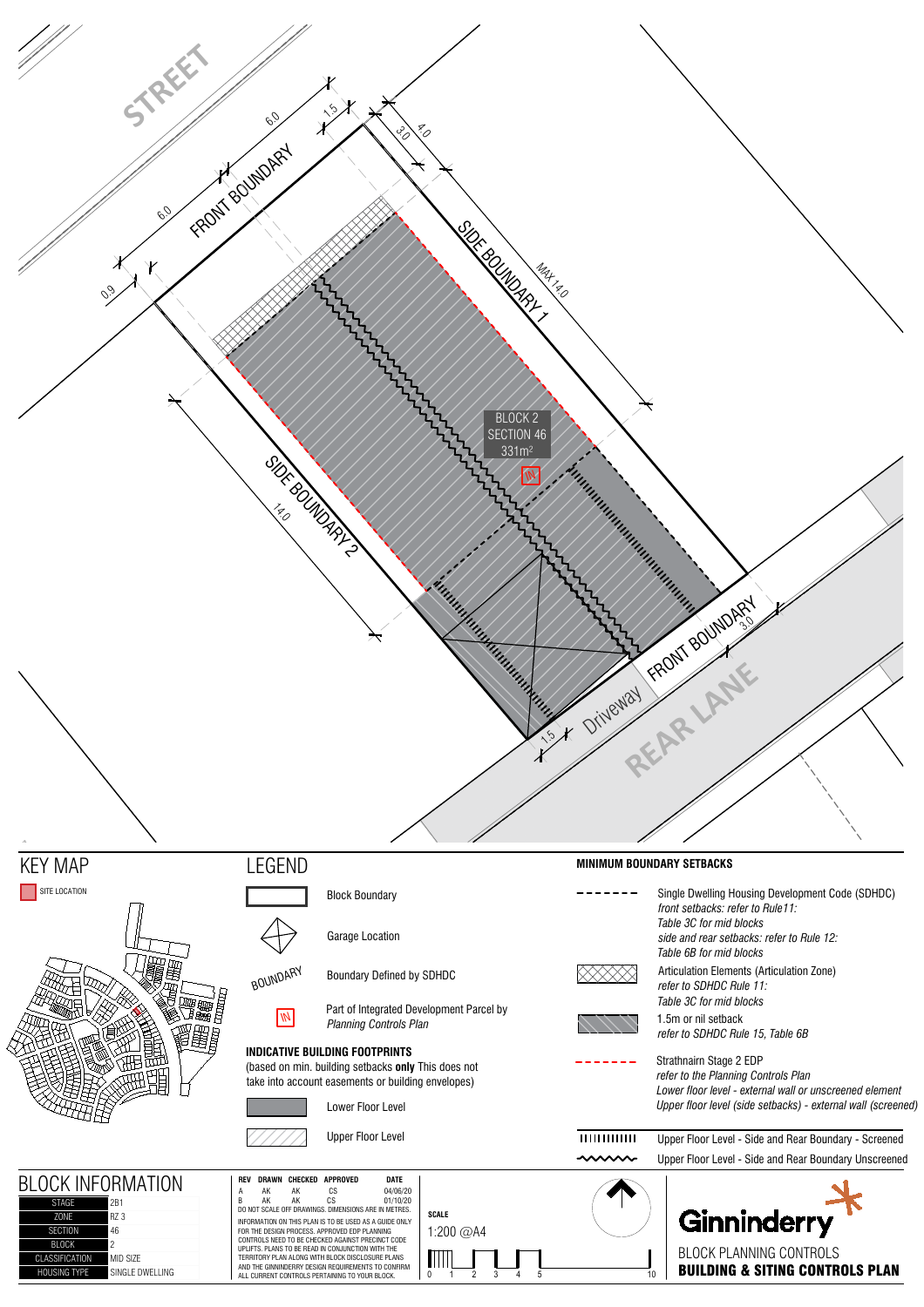STREET

FRONT BOUNDARY

6.0 6.0 0.9 1.5 3.0 4.0

SIDE BOUNDARY 1

MAX 14.0

SIDE BOUNDARY 2

14.0

BLOCK 2
SECTION 46
331m²

IN

FRONT BOUNDARY

3.0

1.5

Driveway

REAR LANE

## KEY MAP

SITE LOCATION

## LEGEND

- Block Boundary
- Garage Location
- BOUNDARY — Boundary Defined by SDHDC
- IN — Part of Integrated Development Parcel by *Planning Controls Plan*

**INDICATIVE BUILDING FOOTPRINTS**
(based on min. building setbacks **only** This does not take into account easements or building envelopes)

- Lower Floor Level
- Upper Floor Level

## MINIMUM BOUNDARY SETBACKS

- Single Dwelling Housing Development Code (SDHDC)
  *front setbacks: refer to Rule11:*
  *Table 3C for mid blocks*
  *side and rear setbacks: refer to Rule 12:*
  *Table 6B for mid blocks*
- Articulation Elements (Articulation Zone)
  *refer to SDHDC Rule 11:*
  *Table 3C for mid blocks*
- 1.5m or nil setback
  *refer to SDHDC Rule 15, Table 6B*
- Strathnairn Stage 2 EDP
  *refer to the Planning Controls Plan*
  *Lower floor level - external wall or unscreened element*
  *Upper floor level (side setbacks) - external wall (screened)*
- Upper Floor Level - Side and Rear Boundary - Screened
- Upper Floor Level - Side and Rear Boundary Unscreened

## BLOCK INFORMATION

| | |
|---|---|
| STAGE | 2B1 |
| ZONE | RZ 3 |
| SECTION | 46 |
| BLOCK | 2 |
| CLASSIFICATION | MID SIZE |
| HOUSING TYPE | SINGLE DWELLING |

| REV | DRAWN | CHECKED | APPROVED | DATE |
|---|---|---|---|---|
| A | AK | AK | CS | 04/06/20 |
| B | AK | AK | CS | 01/10/20 |

DO NOT SCALE OFF DRAWINGS. DIMENSIONS ARE IN METRES.

INFORMATION ON THIS PLAN IS TO BE USED AS A GUIDE ONLY FOR THE DESIGN PROCESS. APPROVED EDP PLANNING CONTROLS NEED TO BE CHECKED AGAINST PRECINCT CODE UPLIFTS. PLANS TO BE READ IN CONJUNCTION WITH THE TERRITORY PLAN ALONG WITH BLOCK DISCLOSURE PLANS AND THE GINNINDERRY DESIGN REQUIREMENTS TO CONFIRM ALL CURRENT CONTROLS PERTAINING TO YOUR BLOCK.

**SCALE**
1:200 @A4

0 1 2 3 4 5 10

Ginninderry

BLOCK PLANNING CONTROLS
**BUILDING & SITING CONTROLS PLAN**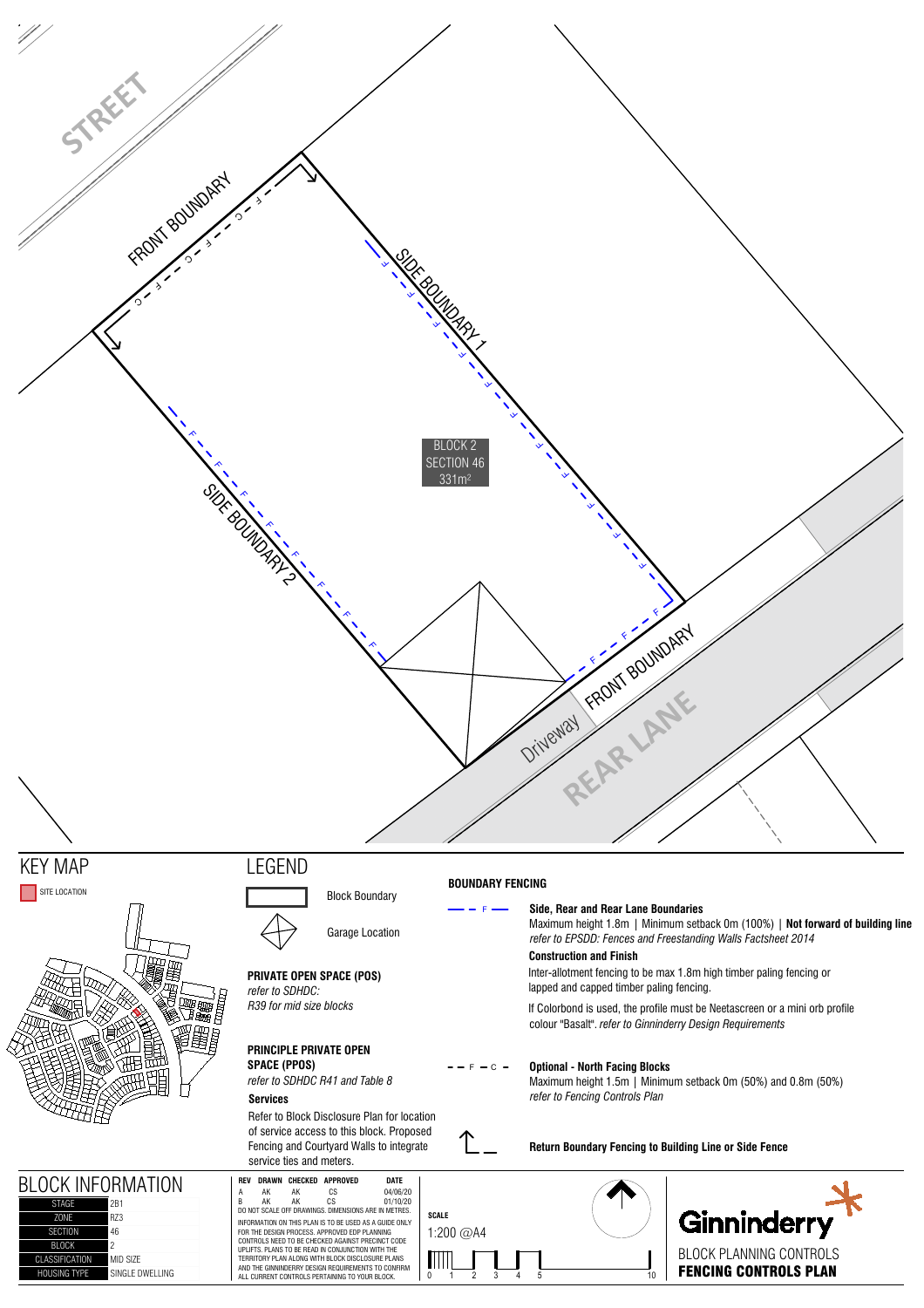STREET

FRONT BOUNDARY

SIDE BOUNDARY 1

SIDE BOUNDARY 2

BLOCK 2
SECTION 46
331m²

Driveway

FRONT BOUNDARY

REAR LANE

## KEY MAP

SITE LOCATION

## LEGEND

Block Boundary

Garage Location

**PRIVATE OPEN SPACE (POS)**
*refer to SDHDC:*
*R39 for mid size blocks*

**PRINCIPLE PRIVATE OPEN SPACE (PPOS)**
*refer to SDHDC R41 and Table 8*

**Services**

Refer to Block Disclosure Plan for location of service access to this block. Proposed Fencing and Courtyard Walls to integrate service ties and meters.

**BOUNDARY FENCING**

— F — **Side, Rear and Rear Lane Boundaries**
Maximum height 1.8m | Minimum setback 0m (100%) | **Not forward of building line**
*refer to EPSDD: Fences and Freestanding Walls Factsheet 2014*

**Construction and Finish**
Inter-allotment fencing to be max 1.8m high timber paling fencing or lapped and capped timber paling fencing.

If Colorbond is used, the profile must be Neetascreen or a mini orb profile colour "Basalt". *refer to Ginninderry Design Requirements*

— F — C — **Optional - North Facing Blocks**
Maximum height 1.5m | Minimum setback 0m (50%) and 0.8m (50%)
*refer to Fencing Controls Plan*

**Return Boundary Fencing to Building Line or Side Fence**

## BLOCK INFORMATION

| | |
|---|---|
| STAGE | 2B1 |
| ZONE | RZ3 |
| SECTION | 46 |
| BLOCK | 2 |
| CLASSIFICATION | MID SIZE |
| HOUSING TYPE | SINGLE DWELLING |

| REV | DRAWN | CHECKED | APPROVED | DATE |
|---|---|---|---|---|
| A | AK | AK | CS | 04/06/20 |
| B | AK | AK | CS | 01/10/20 |

DO NOT SCALE OFF DRAWINGS. DIMENSIONS ARE IN METRES.
INFORMATION ON THIS PLAN IS TO BE USED AS A GUIDE ONLY FOR THE DESIGN PROCESS. APPROVED EDP PLANNING CONTROLS NEED TO BE CHECKED AGAINST PRECINCT CODE UPLIFTS. PLANS TO BE READ IN CONJUNCTION WITH THE TERRITORY PLAN ALONG WITH BLOCK DISCLOSURE PLANS AND THE GINNINDERRY DESIGN REQUIREMENTS TO CONFIRM ALL CURRENT CONTROLS PERTAINING TO YOUR BLOCK.

**SCALE**
1:200 @A4

0 1 2 3 4 5 10

Ginninderry

BLOCK PLANNING CONTROLS
**FENCING CONTROLS PLAN**